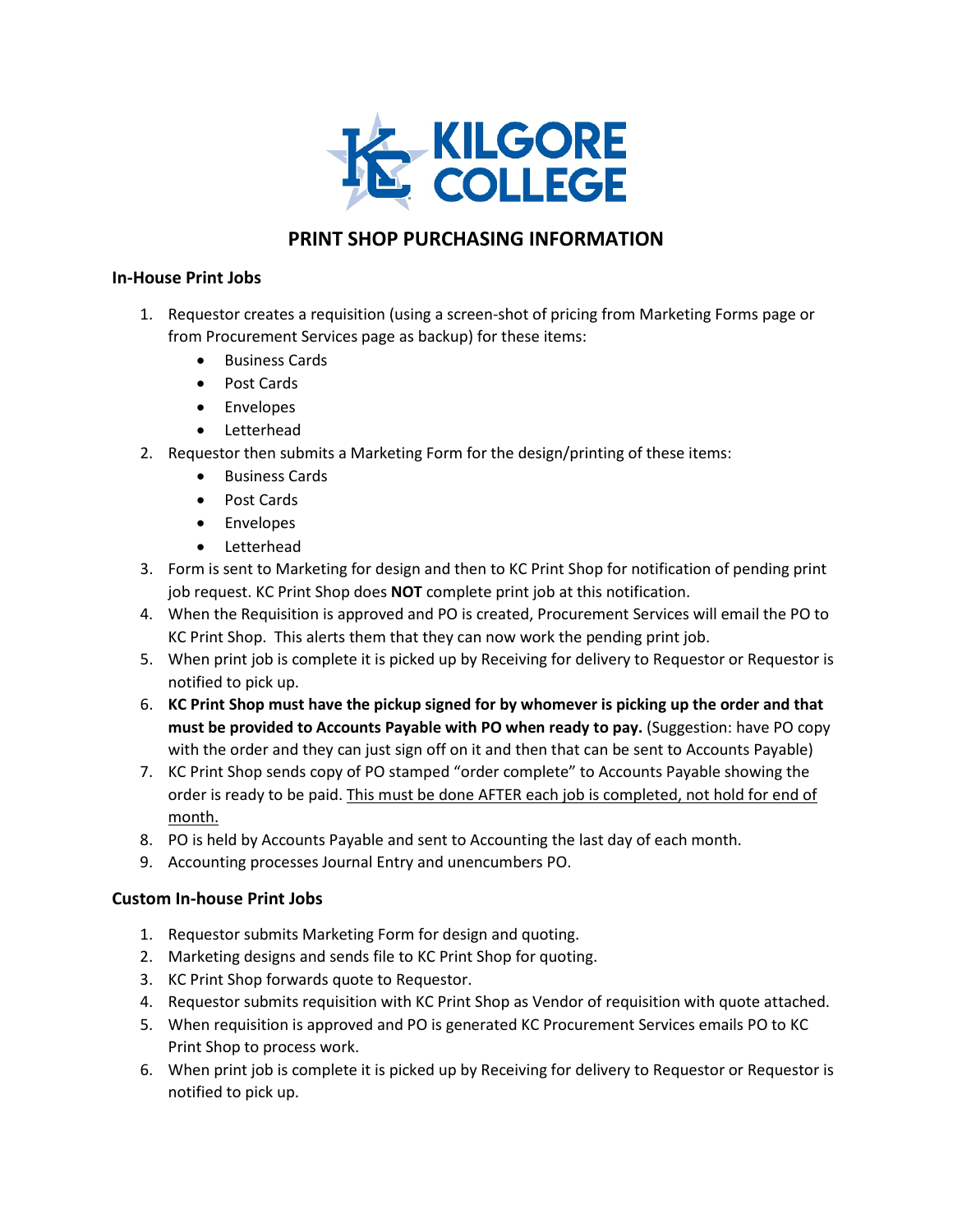# PRINT SHOP PURCHASING INFORMATION

### In-House Print Jobs

1. Requestor creates a requisition (using a screen-shot of pricing from Marketing Forms page or from Procurement Services page as backup) for these items:
   - Business Cards
   - Post Cards
   - Envelopes
   - Letterhead
2. Requestor then submits a Marketing Form for the design/printing of these items:
   - Business Cards
   - Post Cards
   - Envelopes
   - Letterhead
3. Form is sent to Marketing for design and then to KC Print Shop for notification of pending print job request. KC Print Shop does **NOT** complete print job at this notification.
4. When the Requisition is approved and PO is created, Procurement Services will email the PO to KC Print Shop. This alerts them that they can now work the pending print job.
5. When print job is complete it is picked up by Receiving for delivery to Requestor or Requestor is notified to pick up.
6. **KC Print Shop must have the pickup signed for by whomever is picking up the order and that must be provided to Accounts Payable with PO when ready to pay.** (Suggestion: have PO copy with the order and they can just sign off on it and then that can be sent to Accounts Payable)
7. KC Print Shop sends copy of PO stamped "order complete" to Accounts Payable showing the order is ready to be paid. <u>This must be done AFTER each job is completed, not hold for end of month.</u>
8. PO is held by Accounts Payable and sent to Accounting the last day of each month.
9. Accounting processes Journal Entry and unencumbers PO.

### Custom In-house Print Jobs

1. Requestor submits Marketing Form for design and quoting.
2. Marketing designs and sends file to KC Print Shop for quoting.
3. KC Print Shop forwards quote to Requestor.
4. Requestor submits requisition with KC Print Shop as Vendor of requisition with quote attached.
5. When requisition is approved and PO is generated KC Procurement Services emails PO to KC Print Shop to process work.
6. When print job is complete it is picked up by Receiving for delivery to Requestor or Requestor is notified to pick up.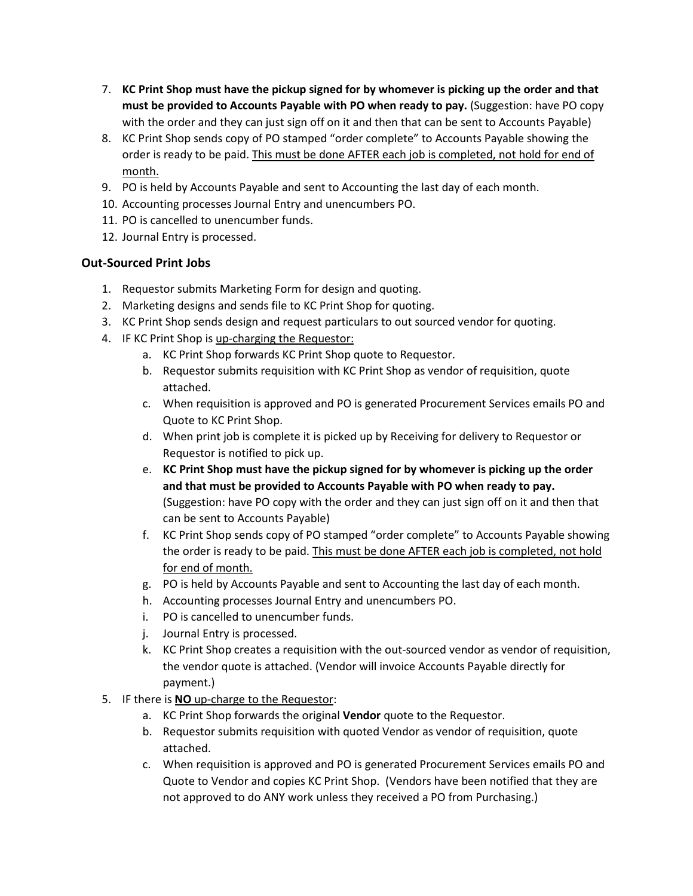7. **KC Print Shop must have the pickup signed for by whomever is picking up the order and that must be provided to Accounts Payable with PO when ready to pay.** (Suggestion: have PO copy with the order and they can just sign off on it and then that can be sent to Accounts Payable)
8. KC Print Shop sends copy of PO stamped "order complete" to Accounts Payable showing the order is ready to be paid. <u>This must be done AFTER each job is completed, not hold for end of month.</u>
9. PO is held by Accounts Payable and sent to Accounting the last day of each month.
10. Accounting processes Journal Entry and unencumbers PO.
11. PO is cancelled to unencumber funds.
12. Journal Entry is processed.

### Out-Sourced Print Jobs

1. Requestor submits Marketing Form for design and quoting.
2. Marketing designs and sends file to KC Print Shop for quoting.
3. KC Print Shop sends design and request particulars to out sourced vendor for quoting.
4. IF KC Print Shop is <u>up-charging the Requestor:</u>
   a. KC Print Shop forwards KC Print Shop quote to Requestor.
   b. Requestor submits requisition with KC Print Shop as vendor of requisition, quote attached.
   c. When requisition is approved and PO is generated Procurement Services emails PO and Quote to KC Print Shop.
   d. When print job is complete it is picked up by Receiving for delivery to Requestor or Requestor is notified to pick up.
   e. **KC Print Shop must have the pickup signed for by whomever is picking up the order and that must be provided to Accounts Payable with PO when ready to pay.** (Suggestion: have PO copy with the order and they can just sign off on it and then that can be sent to Accounts Payable)
   f. KC Print Shop sends copy of PO stamped "order complete" to Accounts Payable showing the order is ready to be paid. <u>This must be done AFTER each job is completed, not hold for end of month.</u>
   g. PO is held by Accounts Payable and sent to Accounting the last day of each month.
   h. Accounting processes Journal Entry and unencumbers PO.
   i. PO is cancelled to unencumber funds.
   j. Journal Entry is processed.
   k. KC Print Shop creates a requisition with the out-sourced vendor as vendor of requisition, the vendor quote is attached. (Vendor will invoice Accounts Payable directly for payment.)
5. IF there is <u>**NO** up-charge to the Requestor</u>:
   a. KC Print Shop forwards the original **Vendor** quote to the Requestor.
   b. Requestor submits requisition with quoted Vendor as vendor of requisition, quote attached.
   c. When requisition is approved and PO is generated Procurement Services emails PO and Quote to Vendor and copies KC Print Shop. (Vendors have been notified that they are not approved to do ANY work unless they received a PO from Purchasing.)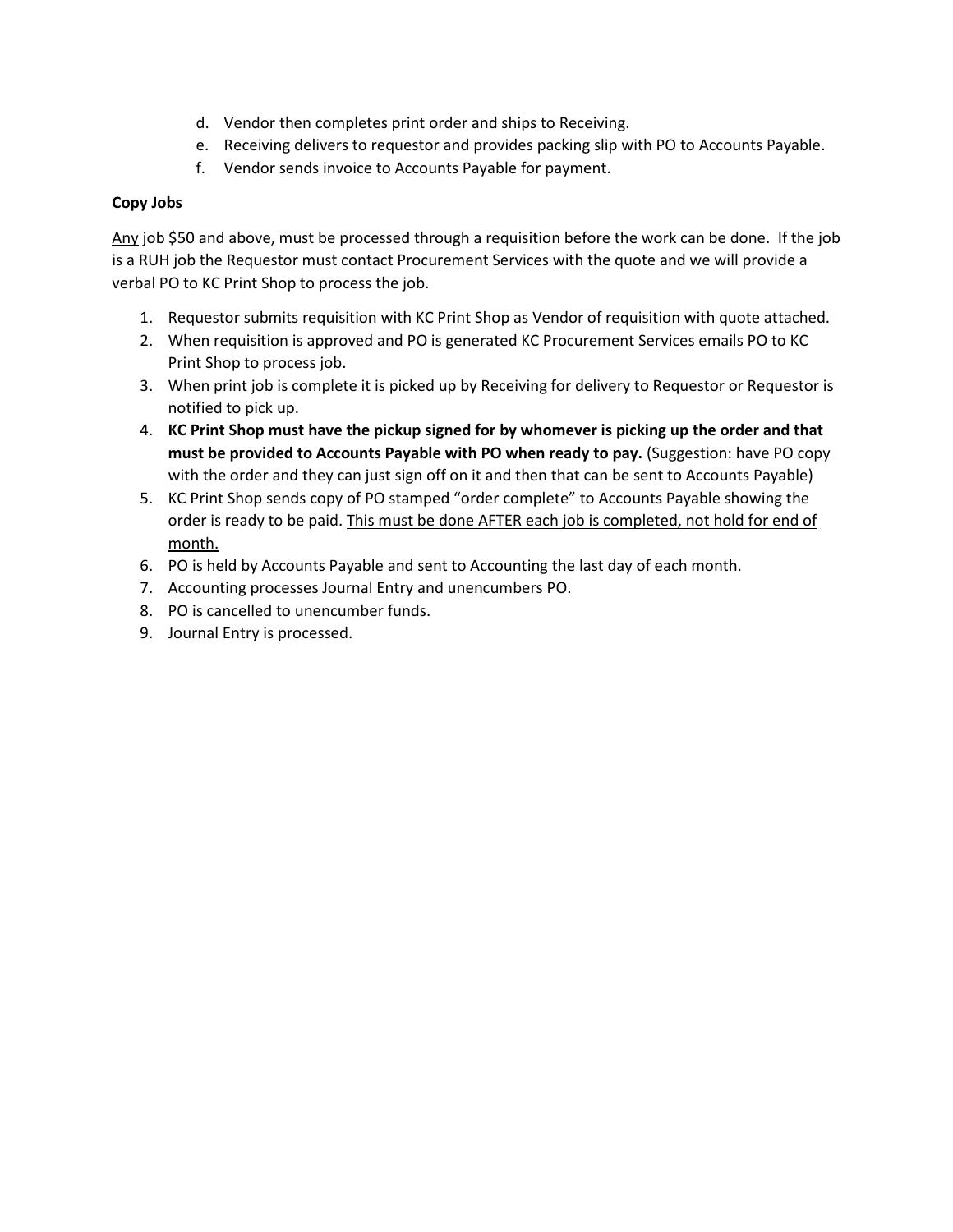d. Vendor then completes print order and ships to Receiving.
e. Receiving delivers to requestor and provides packing slip with PO to Accounts Payable.
f. Vendor sends invoice to Accounts Payable for payment.

**Copy Jobs**

<u>Any</u> job $50 and above, must be processed through a requisition before the work can be done. If the job is a RUH job the Requestor must contact Procurement Services with the quote and we will provide a verbal PO to KC Print Shop to process the job.

1. Requestor submits requisition with KC Print Shop as Vendor of requisition with quote attached.
2. When requisition is approved and PO is generated KC Procurement Services emails PO to KC Print Shop to process job.
3. When print job is complete it is picked up by Receiving for delivery to Requestor or Requestor is notified to pick up.
4. **KC Print Shop must have the pickup signed for by whomever is picking up the order and that must be provided to Accounts Payable with PO when ready to pay.** (Suggestion: have PO copy with the order and they can just sign off on it and then that can be sent to Accounts Payable)
5. KC Print Shop sends copy of PO stamped "order complete" to Accounts Payable showing the order is ready to be paid. <u>This must be done AFTER each job is completed, not hold for end of month.</u>
6. PO is held by Accounts Payable and sent to Accounting the last day of each month.
7. Accounting processes Journal Entry and unencumbers PO.
8. PO is cancelled to unencumber funds.
9. Journal Entry is processed.